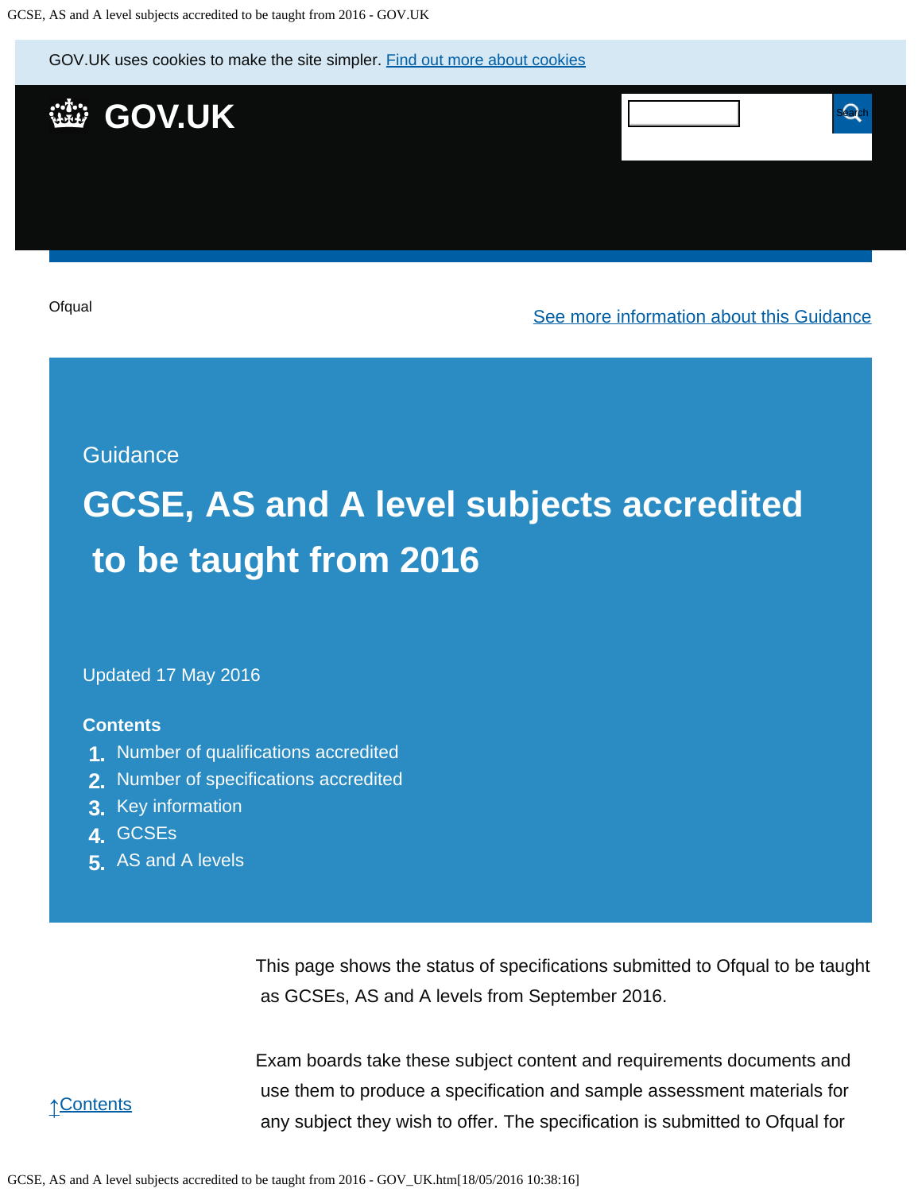GOV.UK uses cookies to make the site simpler. [Find out more about cookies]

GOV.UK

Ofqual

[See more information about this Guidance]

Guidance

# GCSE, AS and A level subjects accredited to be taught from 2016

Updated 17 May 2016

**Contents**

1. Number of qualifications accredited
2. Number of specifications accredited
3. Key information
4. GCSEs
5. AS and A levels

This page shows the status of specifications submitted to Ofqual to be taught as GCSEs, AS and A levels from September 2016.

Exam boards take these subject content and requirements documents and use them to produce a specification and sample assessment materials for any subject they wish to offer. The specification is submitted to Ofqual for

↑Contents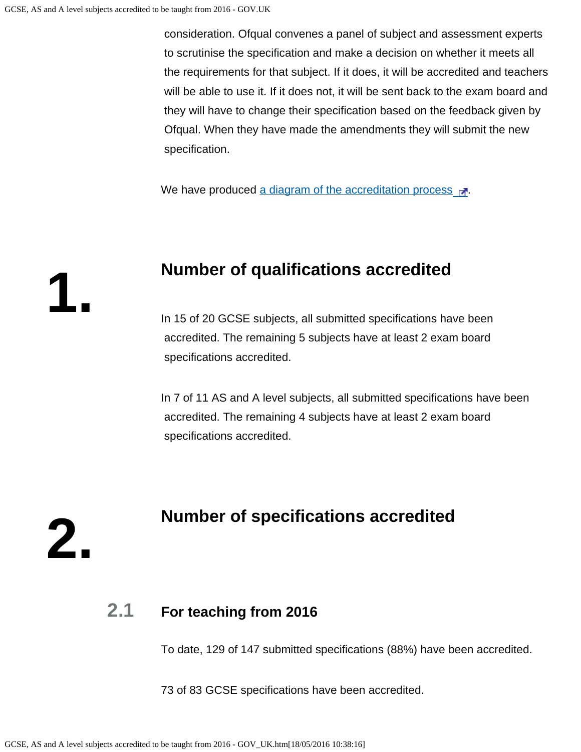consideration. Ofqual convenes a panel of subject and assessment experts to scrutinise the specification and make a decision on whether it meets all the requirements for that subject. If it does, it will be accredited and teachers will be able to use it. If it does not, it will be sent back to the exam board and they will have to change their specification based on the feedback given by Ofqual. When they have made the amendments they will submit the new specification.

We have produced [a diagram of the accreditation process](#).

## 1. Number of qualifications accredited

In 15 of 20 GCSE subjects, all submitted specifications have been accredited. The remaining 5 subjects have at least 2 exam board specifications accredited.

In 7 of 11 AS and A level subjects, all submitted specifications have been accredited. The remaining 4 subjects have at least 2 exam board specifications accredited.

## 2. Number of specifications accredited

### 2.1 For teaching from 2016

To date, 129 of 147 submitted specifications (88%) have been accredited.

73 of 83 GCSE specifications have been accredited.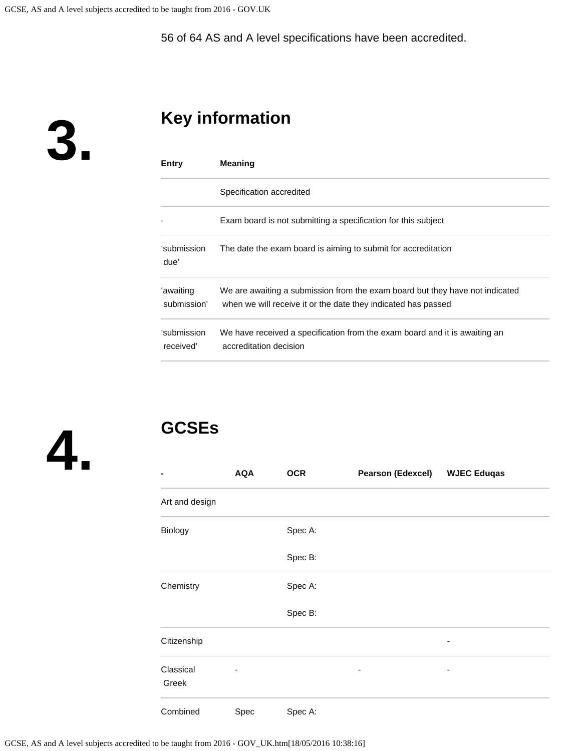56 of 64 AS and A level specifications have been accredited.

## 3. Key information

| Entry | Meaning |
|---|---|
| | Specification accredited |
| - | Exam board is not submitting a specification for this subject |
| 'submission due' | The date the exam board is aiming to submit for accreditation |
| 'awaiting submission' | We are awaiting a submission from the exam board but they have not indicated when we will receive it or the date they indicated has passed |
| 'submission received' | We have received a specification from the exam board and it is awaiting an accreditation decision |

## 4. GCSEs

| - | AQA | OCR | Pearson (Edexcel) | WJEC Eduqas |
|---|---|---|---|---|
| Art and design | | | | |
| Biology | | Spec A:<br>Spec B: | | |
| Chemistry | | Spec A:<br>Spec B: | | |
| Citizenship | | | | - |
| Classical Greek | - | | - | - |
| Combined | Spec | Spec A: | | |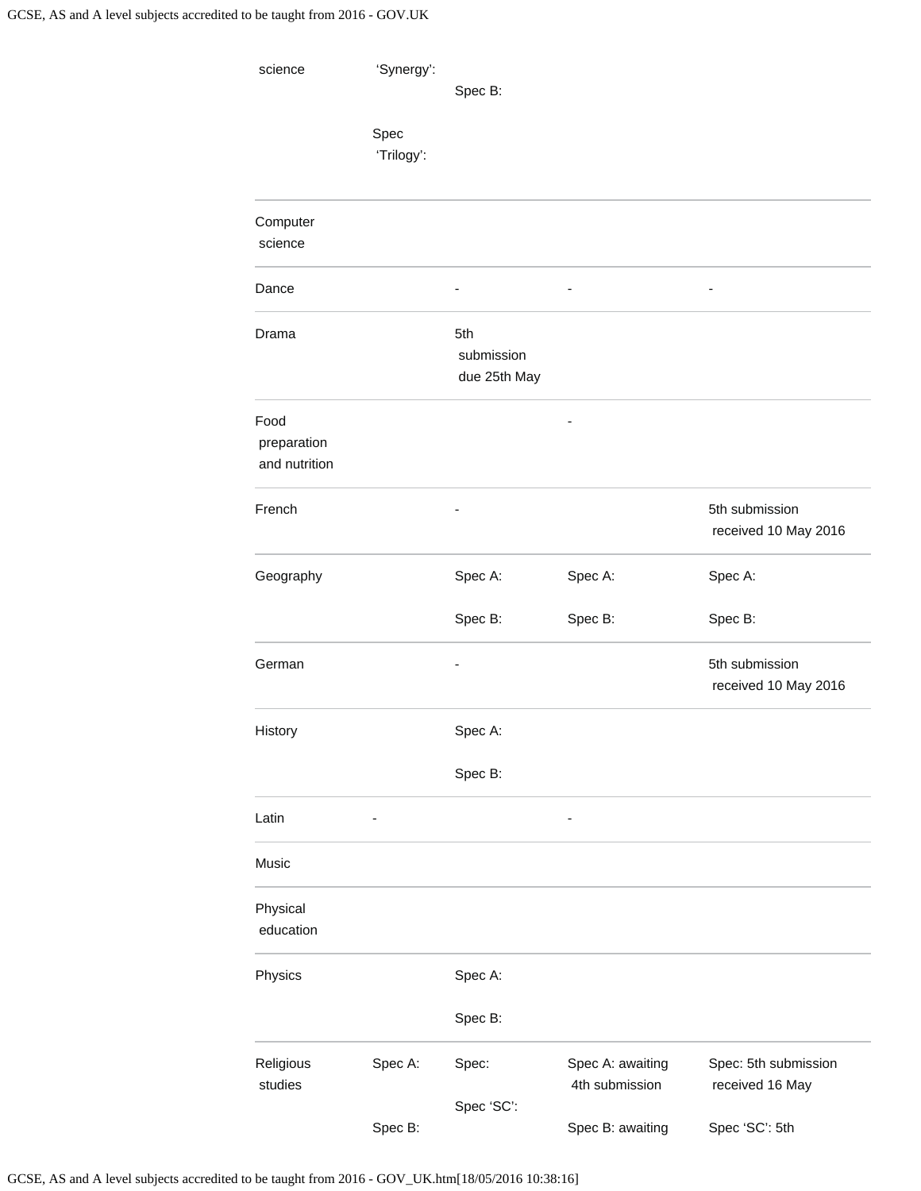| | | | | |
|---|---|---|---|---|
| science | 'Synergy':<br><br>Spec 'Trilogy': | Spec B: | | |
| Computer science | | | | |
| Dance | | - | - | - |
| Drama | | 5th submission due 25th May | | |
| Food preparation and nutrition | | | - | |
| French | | - | | 5th submission received 10 May 2016 |
| Geography | | Spec A:<br><br>Spec B: | Spec A:<br><br>Spec B: | Spec A:<br><br>Spec B: |
| German | | - | | 5th submission received 10 May 2016 |
| History | | Spec A:<br><br>Spec B: | | |
| Latin | - | | - | |
| Music | | | | |
| Physical education | | | | |
| Physics | | Spec A:<br><br>Spec B: | | |
| Religious studies | Spec A:<br><br>Spec B: | Spec:<br><br>Spec 'SC': | Spec A: awaiting 4th submission<br><br>Spec B: awaiting | Spec: 5th submission received 16 May<br><br>Spec 'SC': 5th |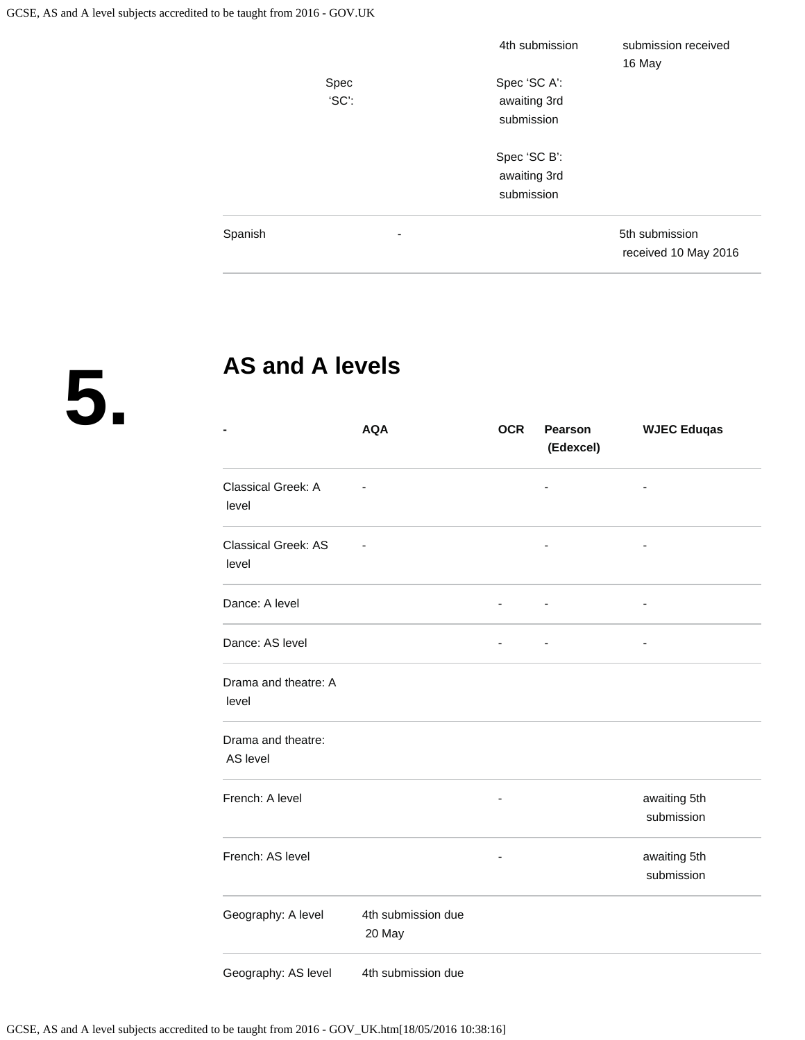| | | | | |
|---|---|---|---|---|
| | Spec 'SC': | 4th submission<br><br>Spec 'SC A': awaiting 3rd submission<br><br>Spec 'SC B': awaiting 3rd submission | | submission received 16 May |
| Spanish | - | | | 5th submission received 10 May 2016 |

## 5. AS and A levels

| - | AQA | OCR | Pearson (Edexcel) | WJEC Eduqas |
|---|---|---|---|---|
| Classical Greek: A level | - | | - | - |
| Classical Greek: AS level | - | | - | - |
| Dance: A level | | - | - | - |
| Dance: AS level | | - | - | - |
| Drama and theatre: A level | | | | |
| Drama and theatre: AS level | | | | |
| French: A level | | - | | awaiting 5th submission |
| French: AS level | | - | | awaiting 5th submission |
| Geography: A level | 4th submission due 20 May | | | |
| Geography: AS level | 4th submission due | | | |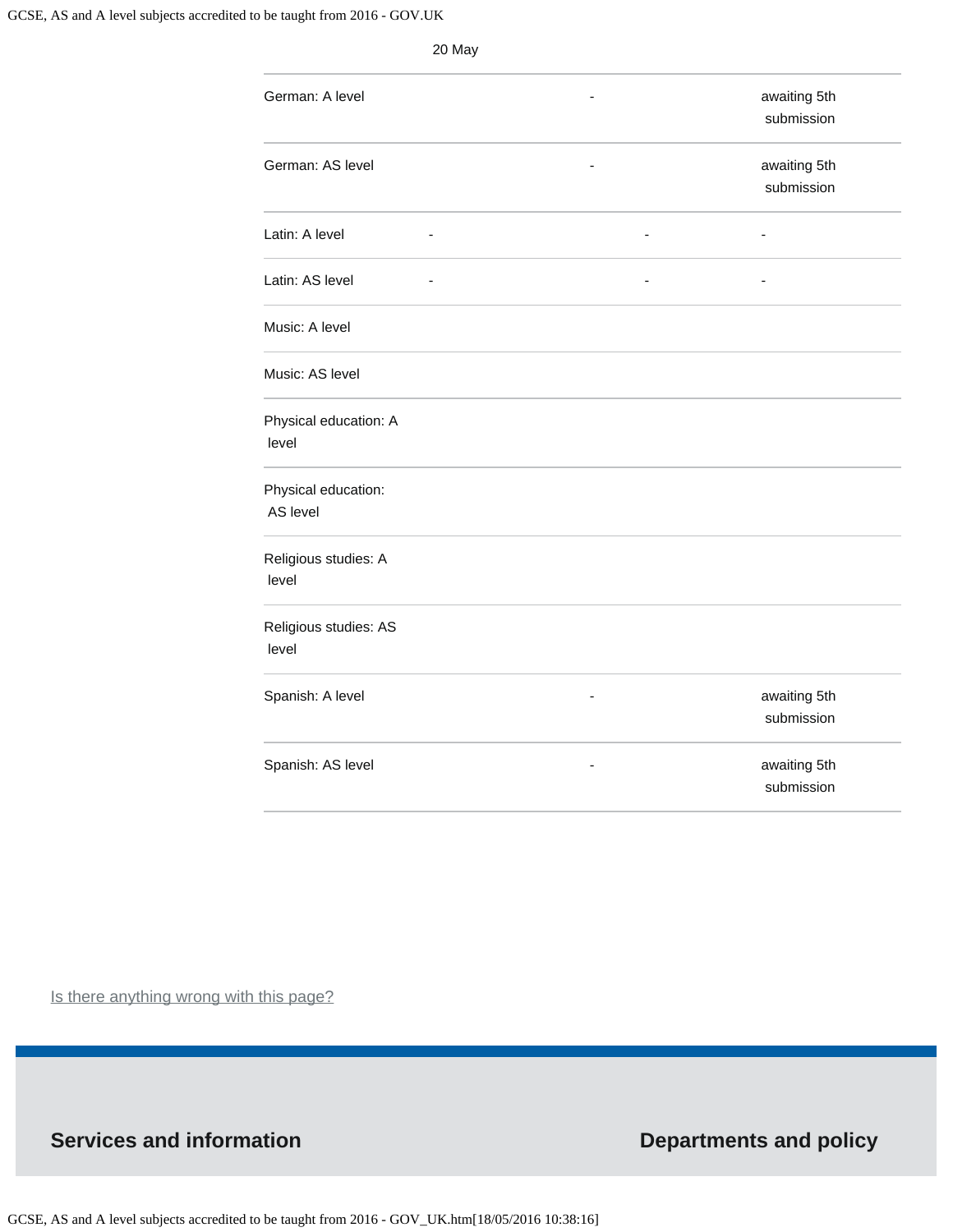| | | | |
|---|---|---|---|
| | 20 May | | |
| German: A level | | - | awaiting 5th submission |
| German: AS level | | - | awaiting 5th submission |
| Latin: A level | - | - | - |
| Latin: AS level | - | - | - |
| Music: A level | | | |
| Music: AS level | | | |
| Physical education: A level | | | |
| Physical education: AS level | | | |
| Religious studies: A level | | | |
| Religious studies: AS level | | | |
| Spanish: A level | | - | awaiting 5th submission |
| Spanish: AS level | | - | awaiting 5th submission |

Is there anything wrong with this page?

**Services and information**

**Departments and policy**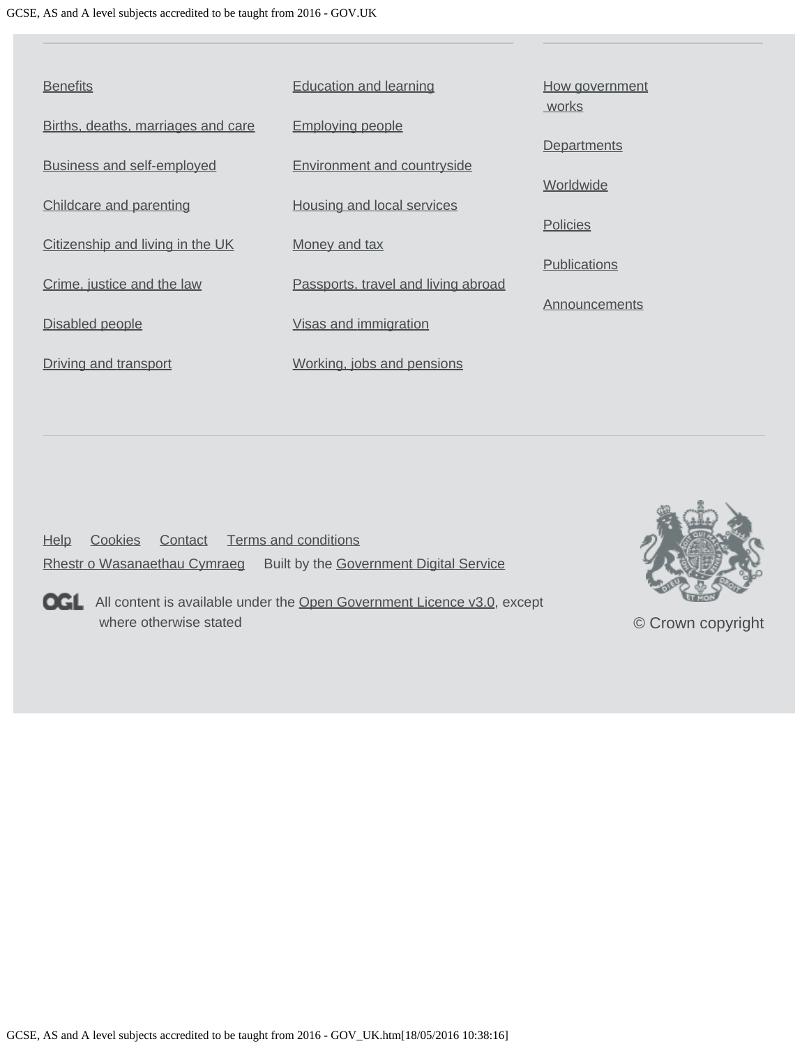Benefits

Births, deaths, marriages and care

Business and self-employed

Childcare and parenting

Citizenship and living in the UK

Crime, justice and the law

Disabled people

Driving and transport

Education and learning

Employing people

Environment and countryside

Housing and local services

Money and tax

Passports, travel and living abroad

Visas and immigration

Working, jobs and pensions

How government works

Departments

Worldwide

Policies

Publications

Announcements

Help Cookies Contact Terms and conditions

Rhestr o Wasanaethau Cymraeg Built by the Government Digital Service

OGL All content is available under the Open Government Licence v3.0, except where otherwise stated

© Crown copyright